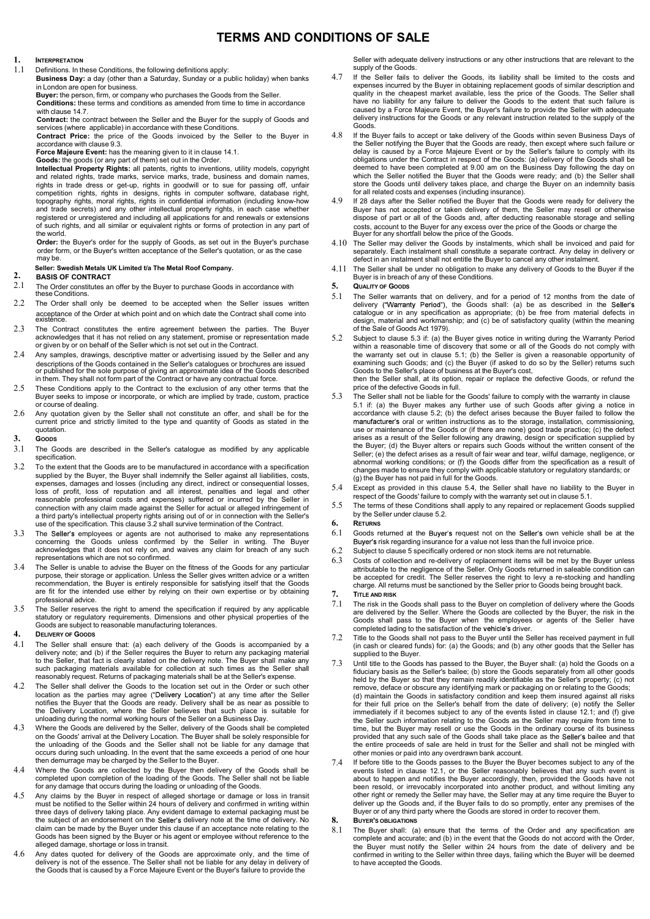# TERMS AND CONDITIONS OF SALE

## 1. INTERPRETATION

1.1 Definitions. In these Conditions, the following definitions apply:

**Business Day:** a day (other than a Saturday, Sunday or a public holiday) when banks in London are open for business.

**Buyer:** the person, firm, or company who purchases the Goods from the Seller.

**Conditions:** these terms and conditions as amended from time to time in accordance with clause 14.7.

**Contract:** the contract between the Seller and the Buyer for the supply of Goods and services (where applicable) in accordance with these Conditions.

**Contract Price:** the price of the Goods invoiced by the Seller to the Buyer in accordance with clause 9.3.

**Force Majeure Event:** has the meaning given to it in clause 14.1.

**Goods:** the goods (or any part of them) set out in the Order.

**Intellectual Property Rights:** all patents, rights to inventions, utility models, copyright and related rights, trade marks, service marks, trade, business and domain names, rights in trade dress or get-up, rights in goodwill or to sue for passing off, unfair competition rights, rights in designs, rights in computer software, database right, topography rights, moral rights, rights in confidential information (including know-how and trade secrets) and any other intellectual property rights, in each case whether registered or unregistered and including all applications for and renewals or extensions of such rights, and all similar or equivalent rights or forms of protection in any part of the world.

**Order:** the Buyer's order for the supply of Goods, as set out in the Buyer's purchase order form, or the Buyer's written acceptance of the Seller's quotation, or as the case may be.

**Seller: Swedish Metals UK Limited t/a The Metal Roof Company.**

## 2. BASIS OF CONTRACT

2.1 The Order constitutes an offer by the Buyer to purchase Goods in accordance with these Conditions.

2.2 The Order shall only be deemed to be accepted when the Seller issues written acceptance of the Order at which point and on which date the Contract shall come into existence.

2.3 The Contract constitutes the entire agreement between the parties. The Buyer acknowledges that it has not relied on any statement, promise or representation made or given by or on behalf of the Seller which is not set out in the Contract.

2.4 Any samples, drawings, descriptive matter or advertising issued by the Seller and any descriptions of the Goods contained in the Seller's catalogues or brochures are issued or published for the sole purpose of giving an approximate idea of the Goods described in them. They shall not form part of the Contract or have any contractual force.

2.5 These Conditions apply to the Contract to the exclusion of any other terms that the Buyer seeks to impose or incorporate, or which are implied by trade, custom, practice or course of dealing.

2.6 Any quotation given by the Seller shall not constitute an offer, and shall be for the current price and strictly limited to the type and quantity of Goods as stated in the quotation.

## 3. GOODS

3.1 The Goods are described in the Seller's catalogue as modified by any applicable specification.

3.2 To the extent that the Goods are to be manufactured in accordance with a specification supplied by the Buyer, the Buyer shall indemnify the Seller against all liabilities, costs, expenses, damages and losses (including any direct, indirect or consequential losses, loss of profit, loss of reputation and all interest, penalties and legal and other reasonable professional costs and expenses) suffered or incurred by the Seller in connection with any claim made against the Seller for actual or alleged infringement of a third party's intellectual property rights arising out of or in connection with the Seller's use of the specification. This clause 3.2 shall survive termination of the Contract.

3.3 The Seller's employees or agents are not authorised to make any representations concerning the Goods unless confirmed by the Seller in writing. The Buyer acknowledges that it does not rely on, and waives any claim for breach of any such representations which are not so confirmed.

3.4 The Seller is unable to advise the Buyer on the fitness of the Goods for any particular purpose, their storage or application. Unless the Seller gives written advice or a written recommendation, the Buyer is entirely responsible for satisfying itself that the Goods are fit for the intended use either by relying on their own expertise or by obtaining professional advice.

3.5 The Seller reserves the right to amend the specification if required by any applicable statutory or regulatory requirements. Dimensions and other physical properties of the Goods are subject to reasonable manufacturing tolerances.

## 4. DELIVERY OF GOODS

4.1 The Seller shall ensure that: (a) each delivery of the Goods is accompanied by a delivery note; and (b) if the Seller requires the Buyer to return any packaging material to the Seller, that fact is clearly stated on the delivery note. The Buyer shall make any such packaging materials available for collection at such times as the Seller shall reasonably request. Returns of packaging materials shall be at the Seller's expense.

4.2 The Seller shall deliver the Goods to the location set out in the Order or such other location as the parties may agree ("Delivery Location") at any time after the Seller notifies the Buyer that the Goods are ready. Delivery shall be as near as possible to the Delivery Location, where the Seller believes that such place is suitable for unloading during the normal working hours of the Seller on a Business Day.

4.3 Where the Goods are delivered by the Seller, delivery of the Goods shall be completed on the Goods' arrival at the Delivery Location. The Buyer shall be solely responsible for the unloading of the Goods and the Seller shall not be liable for any damage that occurs during such unloading. In the event that the same exceeds a period of one hour then demurrage may be charged by the Seller to the Buyer.

4.4 Where the Goods are collected by the Buyer then delivery of the Goods shall be completed upon completion of the loading of the Goods. The Seller shall not be liable for any damage that occurs during the loading or unloading of the Goods.

4.5 Any claims by the Buyer in respect of alleged shortage or damage or loss in transit must be notified to the Seller within 24 hours of delivery and confirmed in writing within three days of delivery taking place. Any evident damage to external packaging must be the subject of an endorsement on the Seller's delivery note at the time of delivery. No claim can be made by the Buyer under this clause if an acceptance note relating to the Goods has been signed by the Buyer or his agent or employee without reference to the alleged damage, shortage or loss in transit.

4.6 Any dates quoted for delivery of the Goods are approximate only, and the time of delivery is not of the essence. The Seller shall not be liable for any delay in delivery of the Goods that is caused by a Force Majeure Event or the Buyer's failure to provide the Seller with adequate delivery instructions or any other instructions that are relevant to the supply of the Goods.

4.7 If the Seller fails to deliver the Goods, its liability shall be limited to the costs and expenses incurred by the Buyer in obtaining replacement goods of similar description and quality in the cheapest market available, less the price of the Goods. The Seller shall have no liability for any failure to deliver the Goods to the extent that such failure is caused by a Force Majeure Event, the Buyer's failure to provide the Seller with adequate delivery instructions for the Goods or any relevant instruction related to the supply of the Goods.

4.8 If the Buyer fails to accept or take delivery of the Goods within seven Business Days of the Seller notifying the Buyer that the Goods are ready, then except where such failure or delay is caused by a Force Majeure Event or by the Seller's failure to comply with its obligations under the Contract in respect of the Goods: (a) delivery of the Goods shall be deemed to have been completed at 9.00 am on the Business Day following the day on which the Seller notified the Buyer that the Goods were ready; and (b) the Seller shall store the Goods until delivery takes place, and charge the Buyer on an indemnity basis for all related costs and expenses (including insurance).

4.9 If 28 days after the Seller notified the Buyer that the Goods were ready for delivery the Buyer has not accepted or taken delivery of them, the Seller may resell or otherwise dispose of part or all of the Goods and, after deducting reasonable storage and selling costs, account to the Buyer for any excess over the price of the Goods or charge the Buyer for any shortfall below the price of the Goods.

4.10 The Seller may deliver the Goods by instalments, which shall be invoiced and paid for separately. Each instalment shall constitute a separate contract. Any delay in delivery or defect in an instalment shall not entitle the Buyer to cancel any other instalment.

4.11 The Seller shall be under no obligation to make any delivery of Goods to the Buyer if the Buyer is in breach of any of these Conditions.

## 5. QUALITY OF GOODS

5.1 The Seller warrants that on delivery, and for a period of 12 months from the date of delivery ("Warranty Period"), the Goods shall: (a) be as described in the Seller's catalogue or in any specification as appropriate; (b) be free from material defects in design, material and workmanship; and (c) be of satisfactory quality (within the meaning of the Sale of Goods Act 1979).

5.2 Subject to clause 5.3 if: (a) the Buyer gives notice in writing during the Warranty Period within a reasonable time of discovery that some or all of the Goods do not comply with the warranty set out in clause 5.1; (b) the Seller is given a reasonable opportunity of examining such Goods; and (c) the Buyer (if asked to do so by the Seller) returns such Goods to the Seller's place of business at the Buyer's cost,
then the Seller shall, at its option, repair or replace the defective Goods, or refund the price of the defective Goods in full.

5.3 The Seller shall not be liable for the Goods' failure to comply with the warranty in clause 5.1 if: (a) the Buyer makes any further use of such Goods after giving a notice in accordance with clause 5.2; (b) the defect arises because the Buyer failed to follow the manufacturer's oral or written instructions as to the storage, installation, commissioning, use or maintenance of the Goods or (if there are none) good trade practice; (c) the defect arises as a result of the Seller following any drawing, design or specification supplied by the Buyer; (d) the Buyer alters or repairs such Goods without the written consent of the Seller; (e) the defect arises as a result of fair wear and tear, wilful damage, negligence, or abnormal working conditions; or (f) the Goods differ from the specification as a result of changes made to ensure they comply with applicable statutory or regulatory standards; or (g) the Buyer has not paid in full for the Goods.

5.4 Except as provided in this clause 5.4, the Seller shall have no liability to the Buyer in respect of the Goods' failure to comply with the warranty set out in clause 5.1.

5.5 The terms of these Conditions shall apply to any repaired or replacement Goods supplied by the Seller under clause 5.2.

## 6. RETURNS

6.1 Goods returned at the Buyer's request not on the Seller's own vehicle shall be at the Buyer's risk regarding insurance for a value not less than the full invoice price.

6.2 Subject to clause 5 specifically ordered or non stock items are not returnable.

6.3 Costs of collection and re-delivery of replacement items will be met by the Buyer unless attributable to the negligence of the Seller. Only Goods returned in saleable condition can be accepted for credit. The Seller reserves the right to levy a re-stocking and handling charge. All returns must be sanctioned by the Seller prior to Goods being brought back.

## 7. TITLE AND RISK

7.1 The risk in the Goods shall pass to the Buyer on completion of delivery where the Goods are delivered by the Seller. Where the Goods are collected by the Buyer, the risk in the Goods shall pass to the Buyer when the employees or agents of the Seller have completed lading to the satisfaction of the vehicle's driver.

7.2 Title to the Goods shall not pass to the Buyer until the Seller has received payment in full (in cash or cleared funds) for: (a) the Goods; and (b) any other goods that the Seller has supplied to the Buyer.

7.3 Until title to the Goods has passed to the Buyer, the Buyer shall: (a) hold the Goods on a fiduciary basis as the Seller's bailee; (b) store the Goods separately from all other goods held by the Buyer so that they remain readily identifiable as the Seller's property; (c) not remove, deface or obscure any identifying mark or packaging on or relating to the Goods; (d) maintain the Goods in satisfactory condition and keep them insured against all risks for their full price on the Seller's behalf from the date of delivery; (e) notify the Seller immediately if it becomes subject to any of the events listed in clause 12.1; and (f) give the Seller such information relating to the Goods as the Seller may require from time to time, but the Buyer may resell or use the Goods in the ordinary course of its business provided that any such sale of the Goods shall take place as the Seller's bailee and that the entire proceeds of sale are held in trust for the Seller and shall not be mingled with other monies or paid into any overdrawn bank account.

7.4 If before title to the Goods passes to the Buyer the Buyer becomes subject to any of the events listed in clause 12.1, or the Seller reasonably believes that any such event is about to happen and notifies the Buyer accordingly, then, provided the Goods have not been resold, or irrevocably incorporated into another product, and without limiting any other right or remedy the Seller may have, the Seller may at any time require the Buyer to deliver up the Goods and, if the Buyer fails to do so promptly, enter any premises of the Buyer or of any third party where the Goods are stored in order to recover them.

## 8. BUYER'S OBLIGATIONS

8.1 The Buyer shall: (a) ensure that the terms of the Order and any specification are complete and accurate; and (b) in the event that the Goods do not accord with the Order, the Buyer must notify the Seller within 24 hours from the date of delivery and be confirmed in writing to the Seller within three days, failing which the Buyer will be deemed to have accepted the Goods.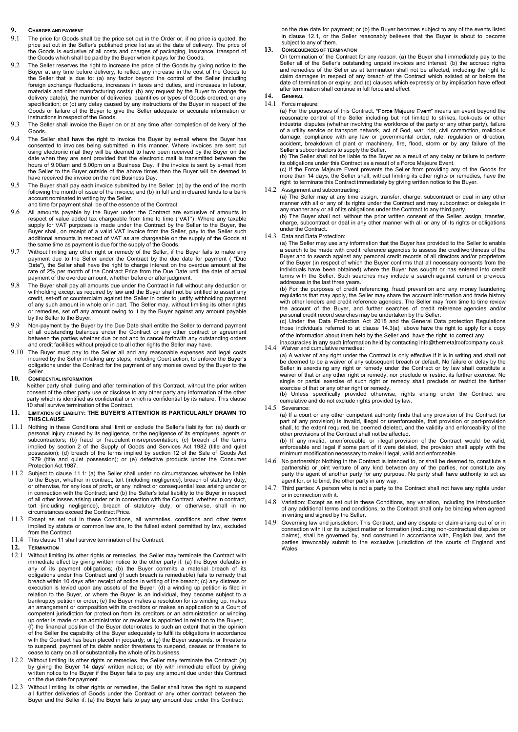## 9. CHARGES AND PAYMENT

9.1 The price for Goods shall be the price set out in the Order or, if no price is quoted, the price set out in the Seller's published price list as at the date of delivery. The price of the Goods is exclusive of all costs and charges of packaging, insurance, transport of the Goods which shall be paid by the Buyer when it pays for the Goods.

9.2 The Seller reserves the right to increase the price of the Goods by giving notice to the Buyer at any time before delivery, to reflect any increase in the cost of the Goods to the Seller that is due to: (a) any factor beyond the control of the Seller (including foreign exchange fluctuations, increases in taxes and duties, and increases in labour, materials and other manufacturing costs); (b) any request by the Buyer to change the delivery date(s), the number of deliveries, quantities or types of Goods ordered, or any specification; or (c) any delay caused by any instructions of the Buyer in respect of the Goods or failure of the Buyer to give the Seller adequate or accurate information or instructions in respect of the Goods.

9.3 The Seller shall invoice the Buyer on or at any time after completion of delivery of the Goods.

9.4 The Seller shall have the right to invoice the Buyer by e-mail where the Buyer has consented to invoices being submitted in this manner. Where invoices are sent out using electronic mail they will be deemed to have been received by the Buyer on the date when they are sent provided that the electronic mail is transmitted between the hours of 9.00am and 5.00pm on a Business Day. If the invoice is sent by e-mail from the Seller to the Buyer outside of the above times then the Buyer will be deemed to have received the invoice on the next Business Day.

9.5 The Buyer shall pay each invoice submitted by the Seller: (a) by the end of the month following the month of issue of the invoice; and (b) in full and in cleared funds to a bank account nominated in writing by the Seller,
and time for payment shall be of the essence of the Contract.

9.6 All amounts payable by the Buyer under the Contract are exclusive of amounts in respect of value added tax chargeable from time to time ("VAT"). Where any taxable supply for VAT purposes is made under the Contract by the Seller to the Buyer, the Buyer shall, on receipt of a valid VAT invoice from the Seller, pay to the Seller such additional amounts in respect of VAT as are chargeable on the supply of the Goods at the same time as payment is due for the supply of the Goods.

9.7 Without limiting any other right or remedy of the Seller, if the Buyer fails to make any payment due to the Seller under the Contract by the due date for payment ( "Due Date"), the Seller shall have the right to charge interest on the overdue amount at the rate of 2% per month of the Contract Price from the Due Date until the date of actual payment of the overdue amount, whether before or after judgment.

9.8 The Buyer shall pay all amounts due under the Contract in full without any deduction or withholding except as required by law and the Buyer shall not be entitled to assert any credit, set-off or counterclaim against the Seller in order to justify withholding payment of any such amount in whole or in part. The Seller may, without limiting its other rights or remedies, set off any amount owing to it by the Buyer against any amount payable by the Seller to the Buyer.

9.9 Non-payment by the Buyer by the Due Date shall entitle the Seller to demand payment of all outstanding balances under the Contract or any other contract or agreement between the parties whether due or not and to cancel forthwith any outstanding orders and credit facilities without prejudice to all other rights the Seller may have.

9.10 The Buyer must pay to the Seller all and any reasonable expenses and legal costs incurred by the Seller in taking any steps, including Court action, to enforce the Buyer's obligations under the Contract for the payment of any monies owed by the Buyer to the Seller.

## 10. CONFIDENTIAL INFORMATION

Neither party shall during and after termination of this Contract, without the prior written consent of the other party use or disclose to any other party any information of the other party which is identified as confidential or which is confidential by its nature. This clause 10 shall survive termination of the Contract.

## 11. LIMITATION OF LIABILITY: THE BUYER'S ATTENTION IS PARTICULARLY DRAWN TO THIS CLAUSE

11.1 Nothing in these Conditions shall limit or exclude the Seller's liability for: (a) death or personal injury caused by its negligence, or the negligence of its employees, agents or subcontractors; (b) fraud or fraudulent misrepresentation; (c) breach of the terms implied by section 2 of the Supply of Goods and Services Act 1982 (title and quiet possession); (d) breach of the terms implied by section 12 of the Sale of Goods Act 1979 (title and quiet possession); or (e) defective products under the Consumer Protection Act 1987.

11.2 Subject to clause 11.1: (a) the Seller shall under no circumstances whatever be liable to the Buyer, whether in contract, tort (including negligence), breach of statutory duty, or otherwise, for any loss of profit, or any indirect or consequential loss arising under or in connection with the Contract; and (b) the Seller's total liability to the Buyer in respect of all other losses arising under or in connection with the Contract, whether in contract, tort (including negligence), breach of statutory duty, or otherwise, shall in no circumstances exceed the Contract Price.

11.3 Except as set out in these Conditions, all warranties, conditions and other terms implied by statute or common law are, to the fullest extent permitted by law, excluded from the Contract.

11.4 This clause 11 shall survive termination of the Contract.

## 12. TERMINATION

12.1 Without limiting its other rights or remedies, the Seller may terminate the Contract with immediate effect by giving written notice to the other party if: (a) the Buyer defaults in any of its payment obligations; (b) the Buyer commits a material breach of its obligations under this Contract and (if such breach is remediable) fails to remedy that breach within 10 days after receipt of notice in writing of the breach; (c) any distress or execution is levied upon any assets of the Buyer; (d) a winding up petition is filed in relation to the Buyer, or where the Buyer is an individual, they become subject to a bankruptcy petition or order; (e) the Buyer makes a resolution for its winding up, makes an arrangement or composition with its creditors or makes an application to a Court of competent jurisdiction for protection from its creditors or an administration or winding up order is made or an administrator or receiver is appointed in relation to the Buyer;
(f) the financial position of the Buyer deteriorates to such an extent that in the opinion of the Seller the capability of the Buyer adequately to fulfil its obligations in accordance with the Contract has been placed in jeopardy; or (g) the Buyer suspends, or threatens to suspend, payment of its debts and/or threatens to suspend, ceases or threatens to cease to carry on all or substantially the whole of its business.

12.2 Without limiting its other rights or remedies, the Seller may terminate the Contract: (a) by giving the Buyer 14 days' written notice; or (b) with immediate effect by giving written notice to the Buyer if the Buyer fails to pay any amount due under this Contract on the due date for payment.

12.3 Without limiting its other rights or remedies, the Seller shall have the right to suspend all further deliveries of Goods under the Contract or any other contract between the Buyer and the Seller if: (a) the Buyer fails to pay any amount due under this Contract on the due date for payment; or (b) the Buyer becomes subject to any of the events listed in clause 12.1, or the Seller reasonably believes that the Buyer is about to become subject to any of them.

## 13. CONSEQUENCES OF TERMINATION

On termination of the Contract for any reason: (a) the Buyer shall immediately pay to the Seller all of the Seller's outstanding unpaid invoices and interest; (b) the accrued rights and remedies of the Seller as at termination shall not be affected, including the right to claim damages in respect of any breach of the Contract which existed at or before the date of termination or expiry; and (c) clauses which expressly or by implication have effect after termination shall continue in full force and effect.

## 14. GENERAL

14.1 Force majeure:

(a) For the purposes of this Contract, "Force Majeure Event" means an event beyond the reasonable control of the Seller including but not limited to strikes, lock-outs or other industrial disputes (whether involving the workforce of the party or any other party), failure of a utility service or transport network, act of God, war, riot, civil commotion, malicious damage, compliance with any law or governmental order, rule, regulation or direction, accident, breakdown of plant or machinery, fire, flood, storm or by any failure of the Seller's subcontractors to supply the Seller.

(b) The Seller shall not be liable to the Buyer as a result of any delay or failure to perform its obligations under this Contract as a result of a Force Majeure Event.

(c) If the Force Majeure Event prevents the Seller from providing any of the Goods for more than 14 days, the Seller shall, without limiting its other rights or remedies, have the right to terminate this Contract immediately by giving written notice to the Buyer.

14.2 Assignment and subcontracting:

(a) The Seller may at any time assign, transfer, charge, subcontract or deal in any other manner with all or any of its rights under the Contract and may subcontract or delegate in any manner any or all of its obligations under the Contract to any third party.

(b) The Buyer shall not, without the prior written consent of the Seller, assign, transfer, charge, subcontract or deal in any other manner with all or any of its rights or obligations under the Contract.

14.3 Data and Data Protection:

(a) The Seller may use any information that the Buyer has provided to the Seller to enable a search to be made with credit reference agencies to assess the creditworthiness of the Buyer and to search against any personal credit records of all directors and/or proprietors of the Buyer (in respect of which the Buyer confirms that all necessary consents from the individuals have been obtained) where the Buyer has sought or has entered into credit terms with the Seller. Such searches may include a search against current or previous addresses in the last three years.

(b) For the purposes of credit referencing, fraud prevention and any money laundering regulations that may apply, the Seller may share the account information and trade history with other lenders and credit reference agencies. The Seller may from time to time review the account of the Buyer, and further searches of credit reference agencies and/or personal credit record searches may be undertaken by the Seller.

(c) Under the Data Protection Act 2018 and the General Data protection Regulations those individuals referred to at clause 14.3(a) above have the right to apply for a copy of the information about them held by the Seller and have the right to correct any inaccuracies in any such information held by contacting info@themetalroofcompany.co.uk.

14.4 Waiver and cumulative remedies:

(a) A waiver of any right under the Contract is only effective if it is in writing and shall not be deemed to be a waiver of any subsequent breach or default. No failure or delay by the Seller in exercising any right or remedy under the Contract or by law shall constitute a waiver of that or any other right or remedy, nor preclude or restrict its further exercise. No single or partial exercise of such right or remedy shall preclude or restrict the further exercise of that or any other right or remedy.

(b) Unless specifically provided otherwise, rights arising under the Contract are cumulative and do not exclude rights provided by law.

14.5 Severance:

(a) If a court or any other competent authority finds that any provision of the Contract (or part of any provision) is invalid, illegal or unenforceable, that provision or part-provision shall, to the extent required, be deemed deleted, and the validity and enforceability of the other provisions of the Contract shall not be affected.

(b) If any invalid, unenforceable or illegal provision of the Contract would be valid, enforceable and legal if some part of it were deleted, the provision shall apply with the minimum modification necessary to make it legal, valid and enforceable.

14.6 No partnership: Nothing in the Contract is intended to, or shall be deemed to, constitute a partnership or joint venture of any kind between any of the parties, nor constitute any party the agent of another party for any purpose. No party shall have authority to act as agent for, or to bind, the other party in any way.

14.7 Third parties: A person who is not a party to the Contract shall not have any rights under or in connection with it.

14.8 Variation: Except as set out in these Conditions, any variation, including the introduction of any additional terms and conditions, to the Contract shall only be binding when agreed in writing and signed by the Seller.

14.9 Governing law and jurisdiction: This Contract, and any dispute or claim arising out of or in connection with it or its subject matter or formation (including non-contractual disputes or claims), shall be governed by, and construed in accordance with, English law, and the parties irrevocably submit to the exclusive jurisdiction of the courts of England and Wales.